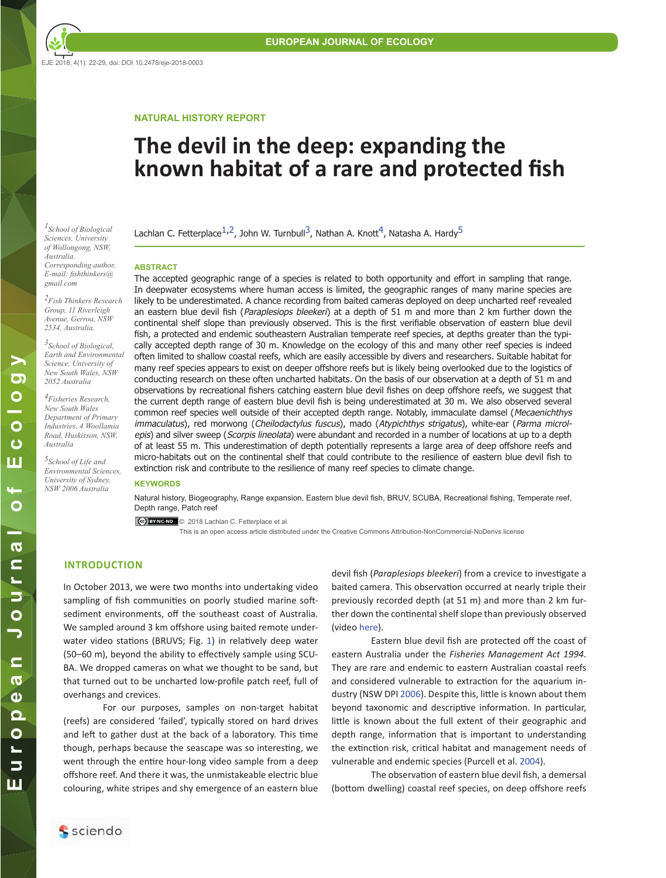NATURAL HISTORY REPORT

# The devil in the deep: expanding the known habitat of a rare and protected fish

Lachlan C. Fetterplace[1,2], John W. Turnbull[3], Nathan A. Knott[4], Natasha A. Hardy[5]

[1]School of Biological Sciences, University of Wollongong, NSW, Australia. Corresponding author, E-mail: fishthinkers@gmail.com

[2]Fish Thinkers Research Group, 11 Riverleigh Avenue, Gerroa, NSW 2534, Australia.

[3]School of Biological, Earth and Environmental Science, University of New South Wales, NSW 2052 Australia

[4]Fisheries Research, New South Wales Department of Primary Industries, 4 Woollamia Road, Huskisson, NSW, Australia

[5]School of Life and Environmental Sciences, University of Sydney, NSW 2006 Australia

## ABSTRACT

The accepted geographic range of a species is related to both opportunity and effort in sampling that range. In deepwater ecosystems where human access is limited, the geographic ranges of many marine species are likely to be underestimated. A chance recording from baited cameras deployed on deep uncharted reef revealed an eastern blue devil fish (*Paraplesiops bleekeri*) at a depth of 51 m and more than 2 km further down the continental shelf slope than previously observed. This is the first verifiable observation of eastern blue devil fish, a protected and endemic southeastern Australian temperate reef species, at depths greater than the typically accepted depth range of 30 m. Knowledge on the ecology of this and many other reef species is indeed often limited to shallow coastal reefs, which are easily accessible by divers and researchers. Suitable habitat for many reef species appears to exist on deeper offshore reefs but is likely being overlooked due to the logistics of conducting research on these often uncharted habitats. On the basis of our observation at a depth of 51 m and observations by recreational fishers catching eastern blue devil fishes on deep offshore reefs, we suggest that the current depth range of eastern blue devil fish is being underestimated at 30 m. We also observed several common reef species well outside of their accepted depth range. Notably, immaculate damsel (*Mecaenichthys immaculatus*), red morwong (*Cheilodactylus fuscus*), mado (*Atypichthys strigatus*), white-ear (*Parma microlepis*) and silver sweep (*Scorpis lineolata*) were abundant and recorded in a number of locations at up to a depth of at least 55 m. This underestimation of depth potentially represents a large area of deep offshore reefs and micro-habitats out on the continental shelf that could contribute to the resilience of eastern blue devil fish to extinction risk and contribute to the resilience of many reef species to climate change.

## KEYWORDS

Natural history, Biogeography, Range expansion, Eastern blue devil fish, BRUV, SCUBA, Recreational fishing, Temperate reef, Depth range, Patch reef

© 2018 Lachlan C. Fetterplace et al.
This is an open access article distributed under the Creative Commons Attribution-NonCommercial-NoDerivs license

## INTRODUCTION

In October 2013, we were two months into undertaking video sampling of fish communities on poorly studied marine soft-sediment environments, off the southeast coast of Australia. We sampled around 3 km offshore using baited remote underwater video stations (BRUVS; Fig. 1) in relatively deep water (50–60 m), beyond the ability to effectively sample using SCUBA. We dropped cameras on what we thought to be sand, but that turned out to be uncharted low-profile patch reef, full of overhangs and crevices.

For our purposes, samples on non-target habitat (reefs) are considered 'failed', typically stored on hard drives and left to gather dust at the back of a laboratory. This time though, perhaps because the seascape was so interesting, we went through the entire hour-long video sample from a deep offshore reef. And there it was, the unmistakeable electric blue colouring, white stripes and shy emergence of an eastern blue devil fish (*Paraplesiops bleekeri*) from a crevice to investigate a baited camera. This observation occurred at nearly triple their previously recorded depth (at 51 m) and more than 2 km further down the continental shelf slope than previously observed (video here).

Eastern blue devil fish are protected off the coast of eastern Australia under the *Fisheries Management Act 1994*. They are rare and endemic to eastern Australian coastal reefs and considered vulnerable to extraction for the aquarium industry (NSW DPI 2006). Despite this, little is known about them beyond taxonomic and descriptive information. In particular, little is known about the full extent of their geographic and depth range, information that is important to understanding the extinction risk, critical habitat and management needs of vulnerable and endemic species (Purcell et al. 2004).

The observation of eastern blue devil fish, a demersal (bottom dwelling) coastal reef species, on deep offshore reefs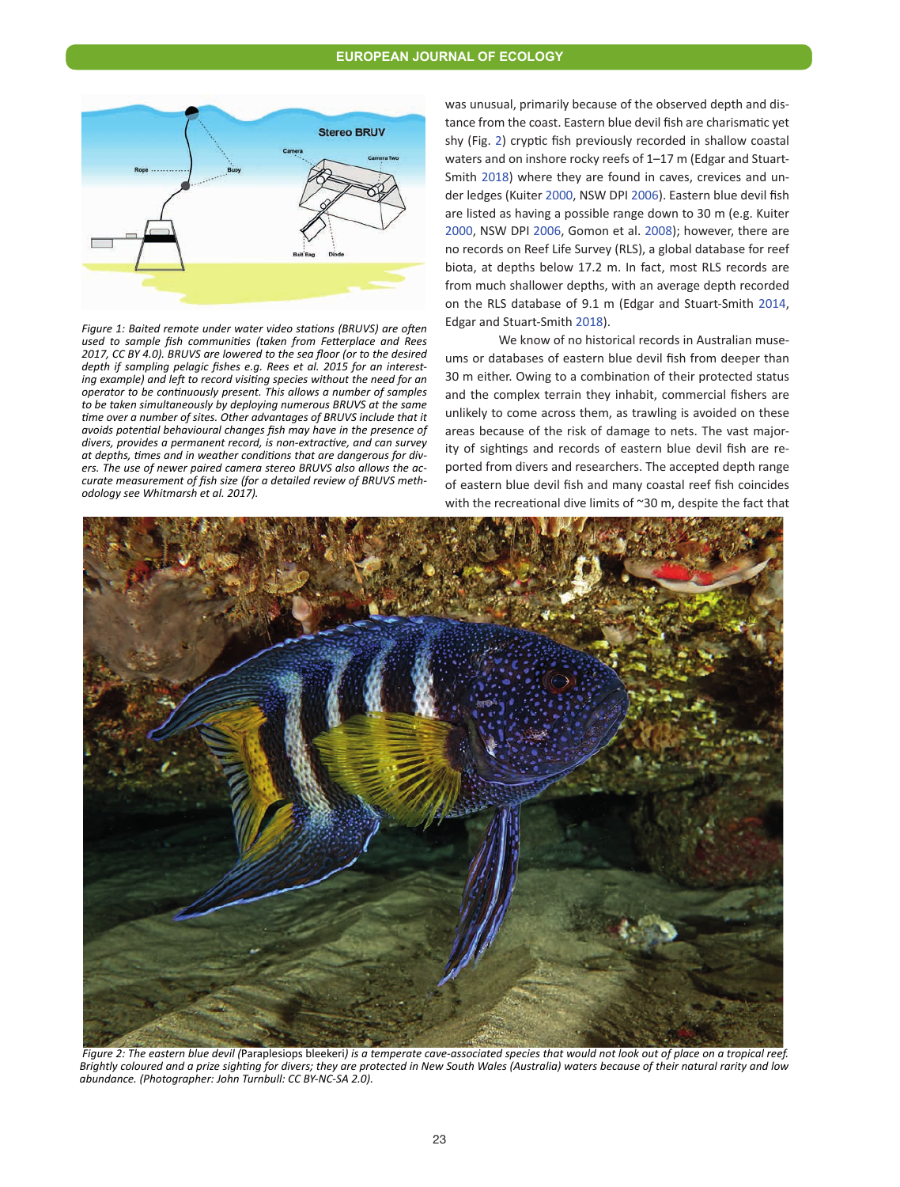Figure 1: Baited remote under water video stations (BRUVS) are often used to sample fish communities (taken from Fetterplace and Rees 2017, CC BY 4.0). BRUVS are lowered to the sea floor (or to the desired depth if sampling pelagic fishes e.g. Rees et al. 2015 for an interesting example) and left to record visiting species without the need for an operator to be continuously present. This allows a number of samples to be taken simultaneously by deploying numerous BRUVS at the same time over a number of sites. Other advantages of BRUVS include that it avoids potential behavioural changes fish may have in the presence of divers, provides a permanent record, is non-extractive, and can survey at depths, times and in weather conditions that are dangerous for divers. The use of newer paired camera stereo BRUVS also allows the accurate measurement of fish size (for a detailed review of BRUVS methodology see Whitmarsh et al. 2017).

was unusual, primarily because of the observed depth and distance from the coast. Eastern blue devil fish are charismatic yet shy (Fig. 2) cryptic fish previously recorded in shallow coastal waters and on inshore rocky reefs of 1–17 m (Edgar and Stuart-Smith 2018) where they are found in caves, crevices and under ledges (Kuiter 2000, NSW DPI 2006). Eastern blue devil fish are listed as having a possible range down to 30 m (e.g. Kuiter 2000, NSW DPI 2006, Gomon et al. 2008); however, there are no records on Reef Life Survey (RLS), a global database for reef biota, at depths below 17.2 m. In fact, most RLS records are from much shallower depths, with an average depth recorded on the RLS database of 9.1 m (Edgar and Stuart-Smith 2014, Edgar and Stuart-Smith 2018).

We know of no historical records in Australian museums or databases of eastern blue devil fish from deeper than 30 m either. Owing to a combination of their protected status and the complex terrain they inhabit, commercial fishers are unlikely to come across them, as trawling is avoided on these areas because of the risk of damage to nets. The vast majority of sightings and records of eastern blue devil fish are reported from divers and researchers. The accepted depth range of eastern blue devil fish and many coastal reef fish coincides with the recreational dive limits of ~30 m, despite the fact that

Figure 2: The eastern blue devil (*Paraplesiops bleekeri*) is a temperate cave-associated species that would not look out of place on a tropical reef. Brightly coloured and a prize sighting for divers; they are protected in New South Wales (Australia) waters because of their natural rarity and low abundance. (Photographer: John Turnbull: CC BY-NC-SA 2.0).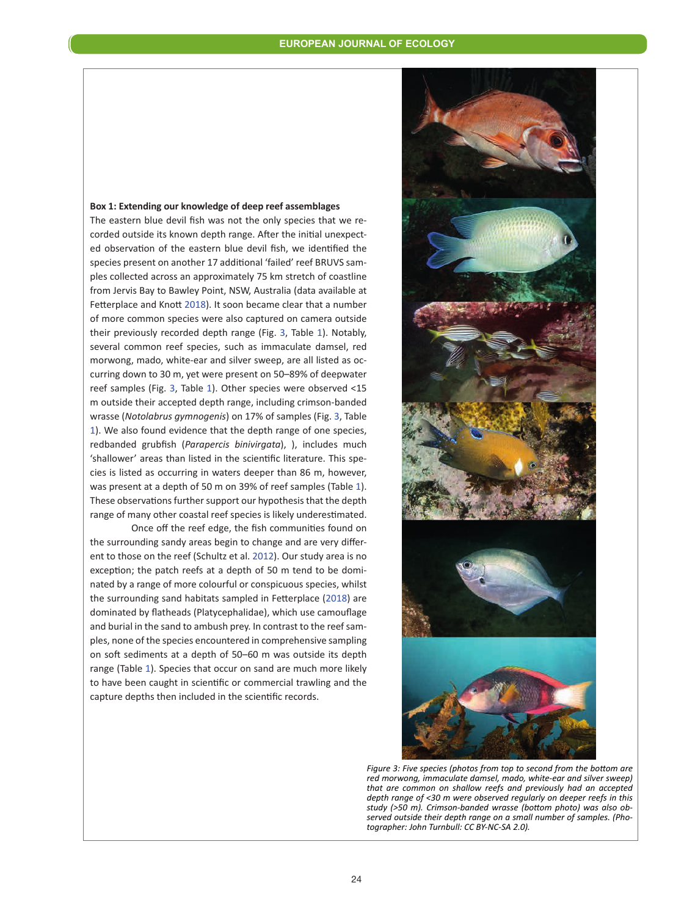**Box 1: Extending our knowledge of deep reef assemblages**

The eastern blue devil fish was not the only species that we recorded outside its known depth range. After the initial unexpected observation of the eastern blue devil fish, we identified the species present on another 17 additional 'failed' reef BRUVS samples collected across an approximately 75 km stretch of coastline from Jervis Bay to Bawley Point, NSW, Australia (data available at Fetterplace and Knott 2018). It soon became clear that a number of more common species were also captured on camera outside their previously recorded depth range (Fig. 3, Table 1). Notably, several common reef species, such as immaculate damsel, red morwong, mado, white-ear and silver sweep, are all listed as occurring down to 30 m, yet were present on 50–89% of deepwater reef samples (Fig. 3, Table 1). Other species were observed <15 m outside their accepted depth range, including crimson-banded wrasse (*Notolabrus gymnogenis*) on 17% of samples (Fig. 3, Table 1). We also found evidence that the depth range of one species, redbanded grubfish (*Parapercis binivirgata*), ), includes much 'shallower' areas than listed in the scientific literature. This species is listed as occurring in waters deeper than 86 m, however, was present at a depth of 50 m on 39% of reef samples (Table 1). These observations further support our hypothesis that the depth range of many other coastal reef species is likely underestimated.

Once off the reef edge, the fish communities found on the surrounding sandy areas begin to change and are very different to those on the reef (Schultz et al. 2012). Our study area is no exception; the patch reefs at a depth of 50 m tend to be dominated by a range of more colourful or conspicuous species, whilst the surrounding sand habitats sampled in Fetterplace (2018) are dominated by flatheads (Platycephalidae), which use camouflage and burial in the sand to ambush prey. In contrast to the reef samples, none of the species encountered in comprehensive sampling on soft sediments at a depth of 50–60 m was outside its depth range (Table 1). Species that occur on sand are much more likely to have been caught in scientific or commercial trawling and the capture depths then included in the scientific records.

*Figure 3: Five species (photos from top to second from the bottom are red morwong, immaculate damsel, mado, white-ear and silver sweep) that are common on shallow reefs and previously had an accepted depth range of <30 m were observed regularly on deeper reefs in this study (>50 m). Crimson-banded wrasse (bottom photo) was also observed outside their depth range on a small number of samples. (Photographer: John Turnbull: CC BY-NC-SA 2.0).*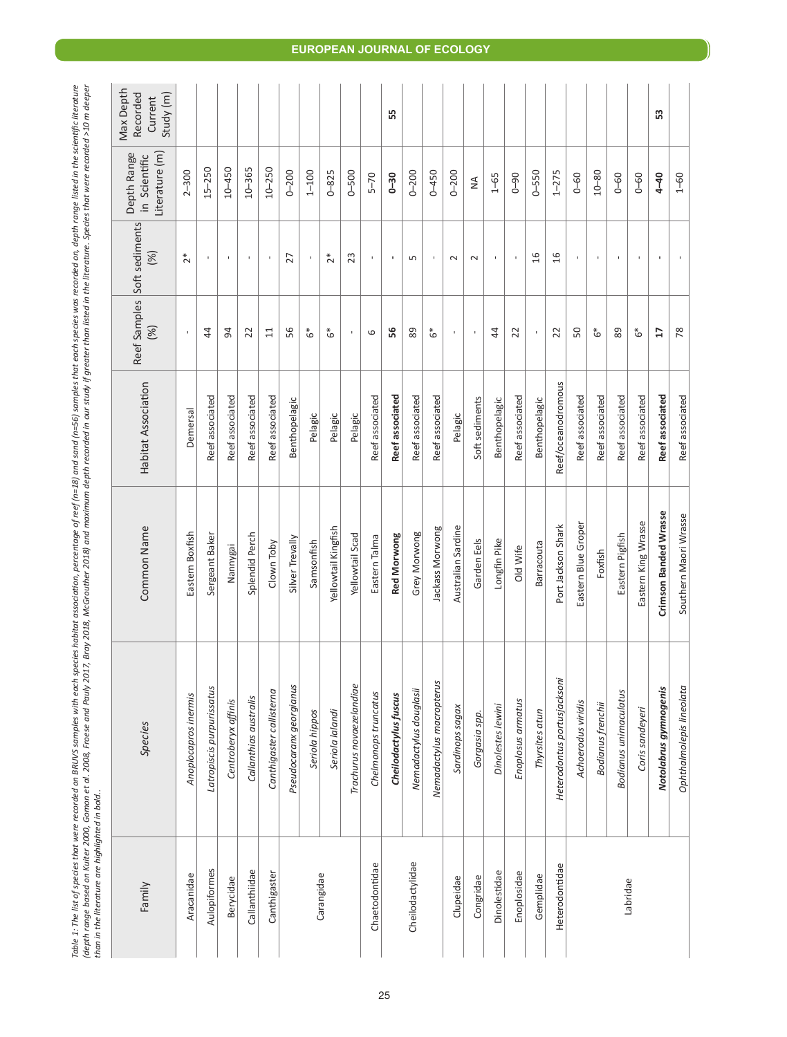*Table 1: The list of species that were recorded on BRUVS samples with each species habitat association, percentage of reef (n=18) and sand (n=56) samples that each species was recorded on, depth range listed in the scientific literature (depth range based on Kuiter 2000, Gomon et al. 2008, Froese and Pauly 2017, Bray 2018, McGrouther 2018) and maximum depth recorded in our study if greater than listed in the literature. Species that were recorded >10 m deeper than in the literature are highlighted in bold..*

| Family | Species | Common Name | Habitat Association | Reef Samples (%) | Soft sediments (%) | Depth Range in Scientific Literature (m) | Max Depth Recorded Current Study (m) |
|---|---|---|---|---|---|---|---|
| Aracanidae | *Anoplocapros inermis* | Eastern Boxfish | Demersal | - | 2* | 2–300 | |
| Aulopiformes | *Latropiscis purpurissatus* | Sergeant Baker | Reef associated | 44 | - | 15–250 | |
| Berycidae | *Centroberyx affinis* | Nannygai | Reef associated | 94 | - | 10–450 | |
| Callanthiidae | *Callanthias australis* | Splendid Perch | Reef associated | 22 | - | 10–365 | |
| Canthigaster | *Canthigaster callisterna* | Clown Toby | Reef associated | 11 | - | 10–250 | |
| Carangidae | *Pseudocaranx georgianus* | Silver Trevally | Benthopelagic | 56 | 27 | 0–200 | |
| | *Seriola hippos* | Samsonfish | Pelagic | 6* | - | 1–100 | |
| | *Seriola lalandi* | Yellowtail Kingfish | Pelagic | 6* | 2* | 0–825 | |
| | *Trachurus novaezelandiae* | Yellowtail Scad | Pelagic | - | 23 | 0–500 | |
| Chaetodontidae | *Chelmonops truncatus* | Eastern Talma | Reef associated | 6 | - | 5–70 | |
| Cheilodactylidae | ***Cheilodactylus fuscus*** | **Red Morwong** | **Reef associated** | **56** | **-** | **0–30** | **55** |
| | *Nemadactylus douglasii* | Grey Morwong | Reef associated | 89 | 5 | 0–200 | |
| | *Nemadactylus macropterus* | Jackass Morwong | Reef associated | 6* | - | 0–450 | |
| Clupeidae | *Sardinops sagax* | Australian Sardine | Pelagic | - | 2 | 0–200 | |
| Congridae | *Gorgasia spp.* | Garden Eels | Soft sediments | - | 2 | NA | |
| Dinolestidae | *Dinolestes lewini* | Longfin Pike | Benthopelagic | 44 | - | 1–65 | |
| Enoplosidae | *Enoplosus armatus* | Old Wife | Reef associated | 22 | - | 0–90 | |
| Gemplidae | *Thyrsites atun* | Barracouta | Benthopelagic | - | 16 | 0–550 | |
| Heterodontidae | *Heterodontus portusjacksoni* | Port Jackson Shark | Reef/oceanodromous | 22 | 16 | 1–275 | |
| Labridae | *Achoerodus viridis* | Eastern Blue Groper | Reef associated | 50 | - | 0–60 | |
| | *Bodianus frenchii* | Foxfish | Reef associated | 6* | - | 10–80 | |
| | *Bodianus unimaculatus* | Eastern Pigfish | Reef associated | 89 | - | 0–60 | |
| | *Coris sandeyeri* | Eastern King Wrasse | Reef associated | 6* | - | 0–60 | |
| | ***Notolabrus gymnogenis*** | **Crimson Banded Wrasse** | **Reef associated** | **17** | **-** | **4–40** | **53** |
| | *Ophthalmolepis lineolata* | Southern Maori Wrasse | Reef associated | 78 | - | 1–60 | |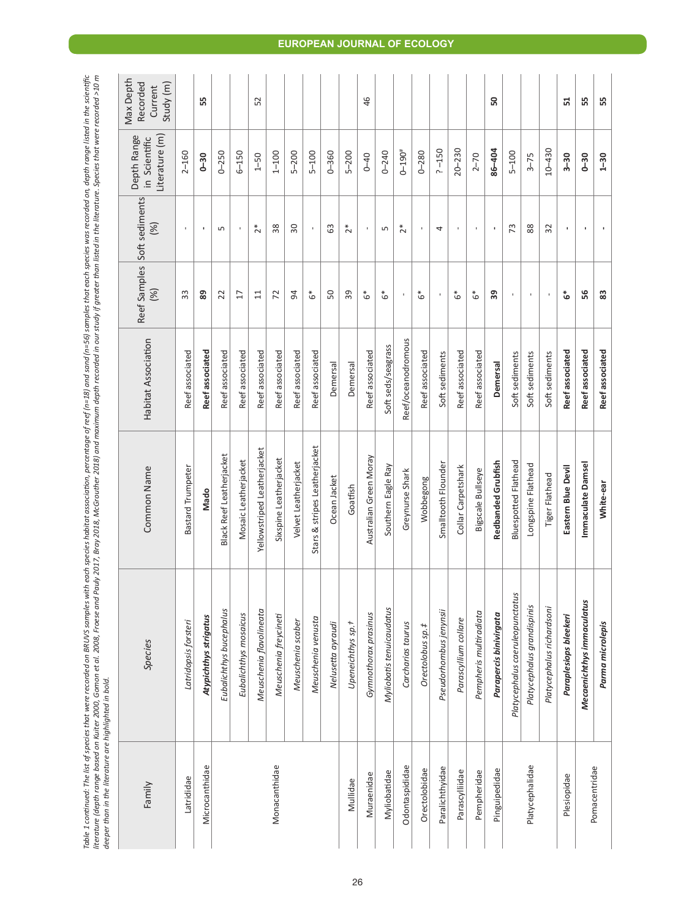*Table 1 continued: The list of species that were recorded on BRUVS samples with each species habitat association, percentage of reef (n=18) and sand (n=56) samples that each species was recorded on, depth range listed in the scientific literature (depth range based on Kuiter 2000, Gomon et al. 2008, Froese and Pauly 2017, Bray 2018, McGrouther 2018) and maximum depth recorded in our study if greater than listed in the literature. Species that were recorded >10 m deeper than in the literature are highlighted in bold.*

| Family | Species | Common Name | Habitat Association | Reef Samples (%) | Soft sediments (%) | Depth Range in Scientific Literature (m) | Max Depth Recorded Current Study (m) |
|---|---|---|---|---|---|---|---|
| Latrididae | *Latridopsis forsteri* | Bastard Trumpeter | Reef associated | 33 | - | 2–160 | |
| Microcanthidae | ***Atypichthys strigatus*** | **Mado** | **Reef associated** | **89** | **-** | **0–30** | **55** |
| Monacanthidae | *Eubalichthys bucephalus* | Black Reef Leatherjacket | Reef associated | 22 | 5 | 0–250 | |
| | *Eubalichthys mosaicus* | Mosaic Leatherjacket | Reef associated | 17 | - | 6–150 | |
| | *Meuschenia flavolineata* | Yellowstriped Leatherjacket | Reef associated | 11 | 2* | 1–50 | 52 |
| | *Meuschenia freycineti* | Sixspine Leatherjacket | Reef associated | 72 | 38 | 1–100 | |
| | *Meuschenia scaber* | Velvet Leatherjacket | Reef associated | 94 | 30 | 5–200 | |
| | *Meuschenia venusta* | Stars & stripes Leatherjacket | Reef associated | 6* | - | 5–100 | |
| | *Nelusetta ayraudi* | Ocean Jacket | Demersal | 50 | 63 | 0–360 | |
| Mullidae | *Upeneichthys sp.†* | Goatfish | Demersal | 39 | 2* | 5–200 | |
| Muraenidae | *Gymnothorax prasinus* | Australian Green Moray | Reef associated | 6* | - | 0–40 | 46 |
| Myliobatidae | *Myliobatis tenuicaudatus* | Southern Eagle Ray | Soft seds/seagrass | 6* | 5 | 0–240 | |
| Odontaspididae | *Carcharias taurus* | Greynurse Shark | Reef/oceanodromous | - | 2* | 0–190# | |
| Orectolobidae | *Orectolobus sp.‡* | Wobbegong | Reef associated | 6* | - | 0–280 | |
| Paralichthyidae | *Pseudorhombus jenynsii* | Smalltooth Flounder | Soft sediments | - | 4 | ? –150 | |
| Parascylliidae | *Parascyllium collare* | Collar Carpetshark | Reef associated | 6* | - | 20–230 | |
| Pempheridae | *Pempheris multiradiata* | Bigscale Bullseye | Reef associated | 6* | - | 2–70 | |
| Pinguipedidae | ***Parapercis binivirgata*** | **Redbanded Grubfish** | **Demersal** | **39** | **-** | **86–404** | **50** |
| Platycephalidae | *Platycephalus caeruleopunctatus* | Bluespotted Flathead | Soft sediments | - | 73 | 5–100 | |
| | *Platycephalus grandispinis* | Longspine Flathead | Soft sediments | - | 88 | 3–75 | |
| | *Platycephalus richardsoni* | Tiger Flathead | Soft sediments | - | 32 | 10–430 | |
| Plesiopidae | ***Paraplesiops bleekeri*** | **Eastern Blue Devil** | **Reef associated** | **6*** | **-** | **3–30** | **51** |
| Pomacentridae | ***Mecaenichthys immaculatus*** | **Immaculate Damsel** | **Reef associated** | **56** | **-** | **0–30** | **55** |
| | ***Parma microlepis*** | **White-ear** | **Reef associated** | **83** | **-** | **1–30** | **55** |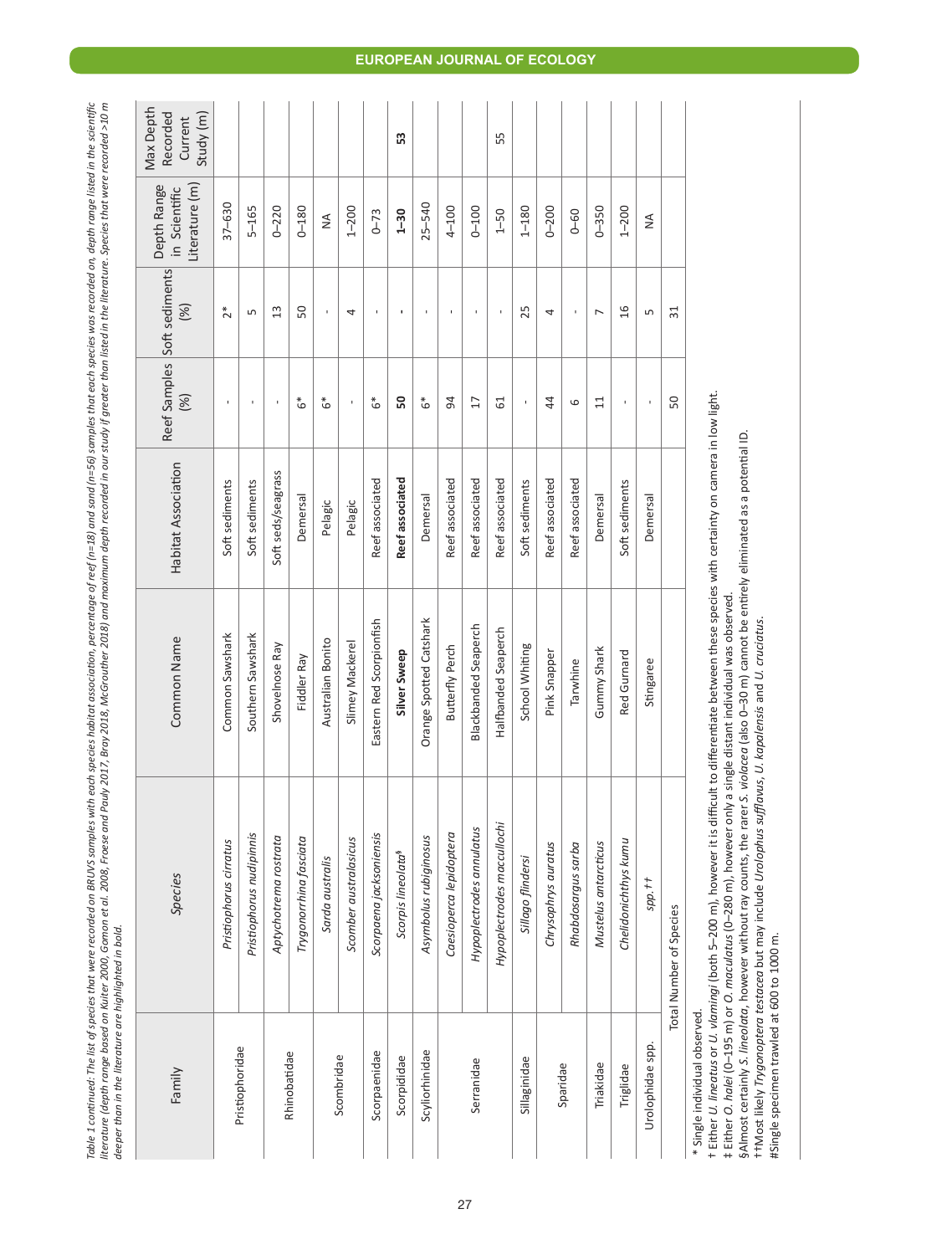*Table 1 continued: The list of species that were recorded on BRUVS samples with each species habitat association, percentage of reef (n=18) and sand (n=56) samples that each species was recorded on, depth range listed in the scientific literature (depth range based on Kuiter 2000, Gomon et al. 2008, Froese and Pauly 2017, Bray 2018, McGrouther 2018) and maximum depth recorded in our study if greater than listed in the literature. Species that were recorded >10 m deeper than in the literature are highlighted in bold.*

| Family | Species | Common Name | Habitat Association | Reef Samples (%) | Soft sediments (%) | Depth Range in Scientific Literature (m) | Max Depth Recorded Current Study (m) |
|---|---|---|---|---|---|---|---|
| Pristiophoridae | *Pristiophorus cirratus* | Common Sawshark | Soft sediments | - | 2* | 37–630 | |
| | *Pristiophorus nudipinnis* | Southern Sawshark | Soft sediments | - | 5 | 5–165 | |
| Rhinobatidae | *Aptychotrema rostrata* | Shovelnose Ray | Soft seds/seagrass | - | 13 | 0–220 | |
| | *Trygonorrhina fasciata* | Fiddler Ray | Demersal | 6* | 50 | 0–180 | |
| Scombridae | *Sarda australis* | Australian Bonito | Pelagic | 6* | - | NA | |
| | *Scomber australasicus* | Slimey Mackerel | Pelagic | - | 4 | 1–200 | |
| Scorpaenidae | *Scorpaena jacksoniensis* | Eastern Red Scorpionfish | Reef associated | 6* | - | 0–73 | |
| Scorpididae | ***Scorpis lineolata*§** | **Silver Sweep** | **Reef associated** | **50** | **-** | **1–30** | **53** |
| Scyliorhinidae | *Asymbolus rubiginosus* | Orange Spotted Catshark | Demersal | 6* | - | 25–540 | |
| Serranidae | *Caesioperca lepidoptera* | Butterfly Perch | Reef associated | 94 | - | 4–100 | |
| | *Hypoplectrodes annulatus* | Blackbanded Seaperch | Reef associated | 17 | - | 0–100 | |
| | *Hypoplectrodes maccullochi* | Halfbanded Seaperch | Reef associated | 61 | - | 1–50 | 55 |
| Sillaginidae | *Sillago flindersi* | School Whiting | Soft sediments | - | 25 | 1–180 | |
| Sparidae | *Chrysophrys auratus* | Pink Snapper | Reef associated | 44 | 4 | 0–200 | |
| | *Rhabdosargus sarba* | Tarwhine | Reef associated | 6 | - | 0–60 | |
| Triakidae | *Mustelus antarcticus* | Gummy Shark | Demersal | 11 | 7 | 0–350 | |
| Triglidae | *Chelidonichthys kumu* | Red Gurnard | Soft sediments | - | 16 | 1–200 | |
| Urolophidae spp. | *spp. ††* | Stingaree | Demersal | - | 5 | NA | |
| Total Number of Species | | | | 50 | 31 | | |

\* Single individual observed.
† Either *U. lineatus* or *U. vlamingi* (both 5–200 m), however it is difficult to differentiate between these species with certainty on camera in low light.
‡ Either *O. halei* (0–195 m) or *O. maculatus* (0–280 m), however only a single distant individual was observed.
§Almost certainly *S. lineolata*, however without ray counts, the rarer *S. violacea* (also 0–30 m) cannot be entirely eliminated as a potential ID.
††Most likely *Trygonoptera testacea* but may include *Urolophus sufflavus*, *U. kapalensis* and *U. cruciatus*.
#Single specimen trawled at 600 to 1000 m.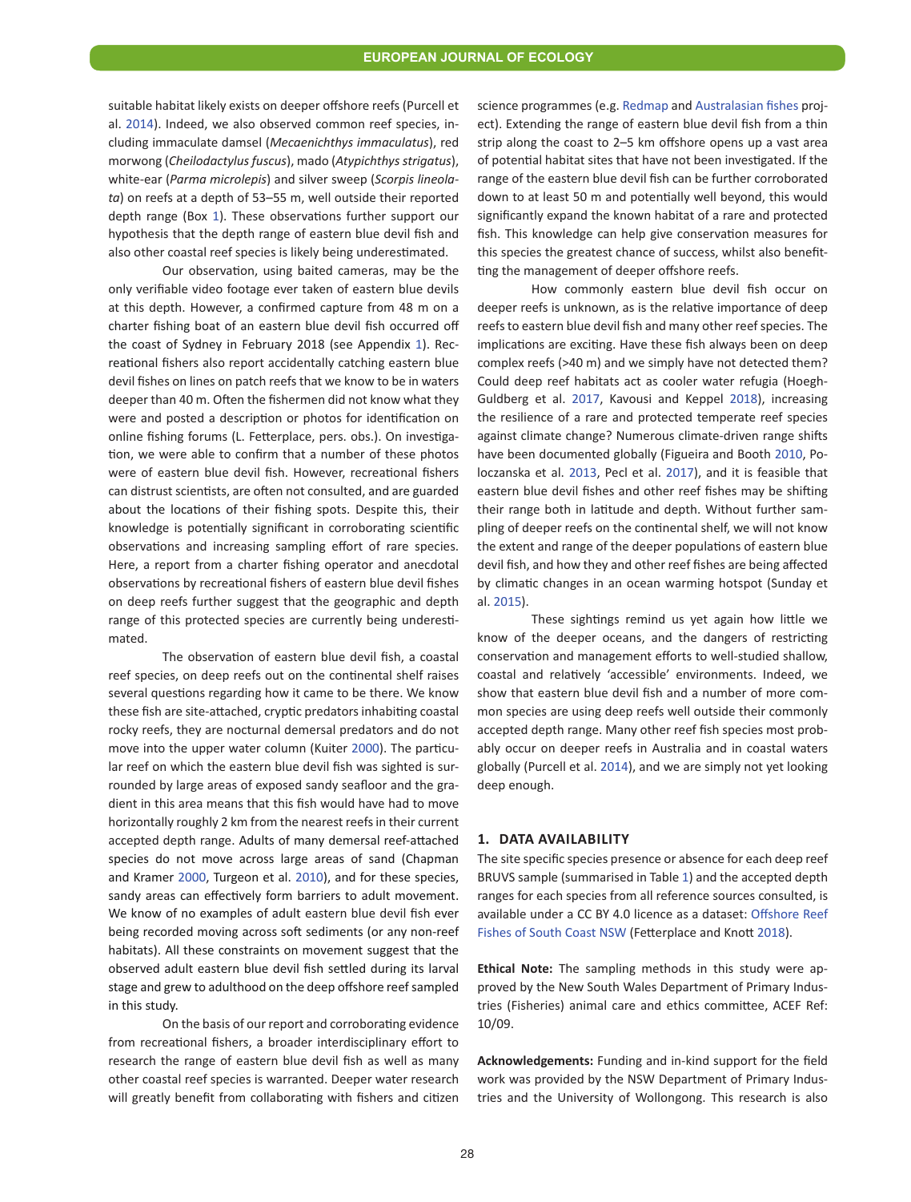suitable habitat likely exists on deeper offshore reefs (Purcell et al. 2014). Indeed, we also observed common reef species, including immaculate damsel (*Mecaenichthys immaculatus*), red morwong (*Cheilodactylus fuscus*), mado (*Atypichthys strigatus*), white-ear (*Parma microlepis*) and silver sweep (*Scorpis lineolata*) on reefs at a depth of 53–55 m, well outside their reported depth range (Box 1). These observations further support our hypothesis that the depth range of eastern blue devil fish and also other coastal reef species is likely being underestimated.

Our observation, using baited cameras, may be the only verifiable video footage ever taken of eastern blue devils at this depth. However, a confirmed capture from 48 m on a charter fishing boat of an eastern blue devil fish occurred off the coast of Sydney in February 2018 (see Appendix 1). Recreational fishers also report accidentally catching eastern blue devil fishes on lines on patch reefs that we know to be in waters deeper than 40 m. Often the fishermen did not know what they were and posted a description or photos for identification on online fishing forums (L. Fetterplace, pers. obs.). On investigation, we were able to confirm that a number of these photos were of eastern blue devil fish. However, recreational fishers can distrust scientists, are often not consulted, and are guarded about the locations of their fishing spots. Despite this, their knowledge is potentially significant in corroborating scientific observations and increasing sampling effort of rare species. Here, a report from a charter fishing operator and anecdotal observations by recreational fishers of eastern blue devil fishes on deep reefs further suggest that the geographic and depth range of this protected species are currently being underestimated.

The observation of eastern blue devil fish, a coastal reef species, on deep reefs out on the continental shelf raises several questions regarding how it came to be there. We know these fish are site-attached, cryptic predators inhabiting coastal rocky reefs, they are nocturnal demersal predators and do not move into the upper water column (Kuiter 2000). The particular reef on which the eastern blue devil fish was sighted is surrounded by large areas of exposed sandy seafloor and the gradient in this area means that this fish would have had to move horizontally roughly 2 km from the nearest reefs in their current accepted depth range. Adults of many demersal reef-attached species do not move across large areas of sand (Chapman and Kramer 2000, Turgeon et al. 2010), and for these species, sandy areas can effectively form barriers to adult movement. We know of no examples of adult eastern blue devil fish ever being recorded moving across soft sediments (or any non-reef habitats). All these constraints on movement suggest that the observed adult eastern blue devil fish settled during its larval stage and grew to adulthood on the deep offshore reef sampled in this study.

On the basis of our report and corroborating evidence from recreational fishers, a broader interdisciplinary effort to research the range of eastern blue devil fish as well as many other coastal reef species is warranted. Deeper water research will greatly benefit from collaborating with fishers and citizen science programmes (e.g. Redmap and Australasian fishes project). Extending the range of eastern blue devil fish from a thin strip along the coast to 2–5 km offshore opens up a vast area of potential habitat sites that have not been investigated. If the range of the eastern blue devil fish can be further corroborated down to at least 50 m and potentially well beyond, this would significantly expand the known habitat of a rare and protected fish. This knowledge can help give conservation measures for this species the greatest chance of success, whilst also benefitting the management of deeper offshore reefs.

How commonly eastern blue devil fish occur on deeper reefs is unknown, as is the relative importance of deep reefs to eastern blue devil fish and many other reef species. The implications are exciting. Have these fish always been on deep complex reefs (>40 m) and we simply have not detected them? Could deep reef habitats act as cooler water refugia (Hoegh-Guldberg et al. 2017, Kavousi and Keppel 2018), increasing the resilience of a rare and protected temperate reef species against climate change? Numerous climate-driven range shifts have been documented globally (Figueira and Booth 2010, Poloczanska et al. 2013, Pecl et al. 2017), and it is feasible that eastern blue devil fishes and other reef fishes may be shifting their range both in latitude and depth. Without further sampling of deeper reefs on the continental shelf, we will not know the extent and range of the deeper populations of eastern blue devil fish, and how they and other reef fishes are being affected by climatic changes in an ocean warming hotspot (Sunday et al. 2015).

These sightings remind us yet again how little we know of the deeper oceans, and the dangers of restricting conservation and management efforts to well-studied shallow, coastal and relatively 'accessible' environments. Indeed, we show that eastern blue devil fish and a number of more common species are using deep reefs well outside their commonly accepted depth range. Many other reef fish species most probably occur on deeper reefs in Australia and in coastal waters globally (Purcell et al. 2014), and we are simply not yet looking deep enough.

## 1. DATA AVAILABILITY

The site specific species presence or absence for each deep reef BRUVS sample (summarised in Table 1) and the accepted depth ranges for each species from all reference sources consulted, is available under a CC BY 4.0 licence as a dataset: Offshore Reef Fishes of South Coast NSW (Fetterplace and Knott 2018).

**Ethical Note:** The sampling methods in this study were approved by the New South Wales Department of Primary Industries (Fisheries) animal care and ethics committee, ACEF Ref: 10/09.

**Acknowledgements:** Funding and in-kind support for the field work was provided by the NSW Department of Primary Industries and the University of Wollongong. This research is also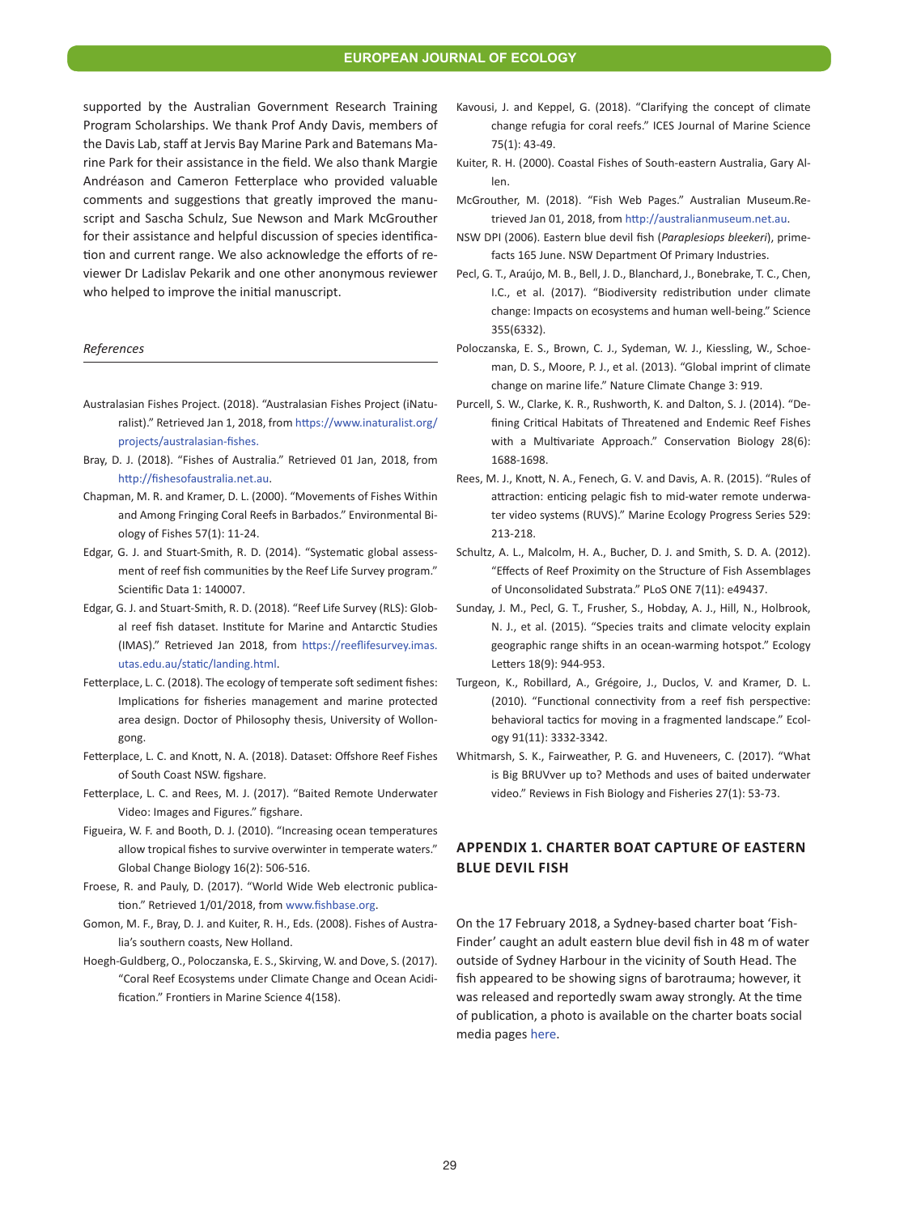supported by the Australian Government Research Training Program Scholarships. We thank Prof Andy Davis, members of the Davis Lab, staff at Jervis Bay Marine Park and Batemans Marine Park for their assistance in the field. We also thank Margie Andréason and Cameron Fetterplace who provided valuable comments and suggestions that greatly improved the manuscript and Sascha Schulz, Sue Newson and Mark McGrouther for their assistance and helpful discussion of species identification and current range. We also acknowledge the efforts of reviewer Dr Ladislav Pekarik and one other anonymous reviewer who helped to improve the initial manuscript.

*References*

Australasian Fishes Project. (2018). "Australasian Fishes Project (iNaturalist)." Retrieved Jan 1, 2018, from https://www.inaturalist.org/projects/australasian-fishes.

Bray, D. J. (2018). "Fishes of Australia." Retrieved 01 Jan, 2018, from http://fishesofaustralia.net.au.

Chapman, M. R. and Kramer, D. L. (2000). "Movements of Fishes Within and Among Fringing Coral Reefs in Barbados." Environmental Biology of Fishes 57(1): 11-24.

Edgar, G. J. and Stuart-Smith, R. D. (2014). "Systematic global assessment of reef fish communities by the Reef Life Survey program." Scientific Data 1: 140007.

Edgar, G. J. and Stuart-Smith, R. D. (2018). "Reef Life Survey (RLS): Global reef fish dataset. Institute for Marine and Antarctic Studies (IMAS)." Retrieved Jan 2018, from https://reeflifesurvey.imas.utas.edu.au/static/landing.html.

Fetterplace, L. C. (2018). The ecology of temperate soft sediment fishes: Implications for fisheries management and marine protected area design. Doctor of Philosophy thesis, University of Wollongong.

Fetterplace, L. C. and Knott, N. A. (2018). Dataset: Offshore Reef Fishes of South Coast NSW. figshare.

Fetterplace, L. C. and Rees, M. J. (2017). "Baited Remote Underwater Video: Images and Figures." figshare.

Figueira, W. F. and Booth, D. J. (2010). "Increasing ocean temperatures allow tropical fishes to survive overwinter in temperate waters." Global Change Biology 16(2): 506-516.

Froese, R. and Pauly, D. (2017). "World Wide Web electronic publication." Retrieved 1/01/2018, from www.fishbase.org.

Gomon, M. F., Bray, D. J. and Kuiter, R. H., Eds. (2008). Fishes of Australia's southern coasts, New Holland.

Hoegh-Guldberg, O., Poloczanska, E. S., Skirving, W. and Dove, S. (2017). "Coral Reef Ecosystems under Climate Change and Ocean Acidification." Frontiers in Marine Science 4(158).

Kavousi, J. and Keppel, G. (2018). "Clarifying the concept of climate change refugia for coral reefs." ICES Journal of Marine Science 75(1): 43-49.

Kuiter, R. H. (2000). Coastal Fishes of South-eastern Australia, Gary Allen.

McGrouther, M. (2018). "Fish Web Pages." Australian Museum.Retrieved Jan 01, 2018, from http://australianmuseum.net.au.

NSW DPI (2006). Eastern blue devil fish (*Paraplesiops bleekeri*), primefacts 165 June. NSW Department Of Primary Industries.

Pecl, G. T., Araújo, M. B., Bell, J. D., Blanchard, J., Bonebrake, T. C., Chen, I.C., et al. (2017). "Biodiversity redistribution under climate change: Impacts on ecosystems and human well-being." Science 355(6332).

Poloczanska, E. S., Brown, C. J., Sydeman, W. J., Kiessling, W., Schoeman, D. S., Moore, P. J., et al. (2013). "Global imprint of climate change on marine life." Nature Climate Change 3: 919.

Purcell, S. W., Clarke, K. R., Rushworth, K. and Dalton, S. J. (2014). "Defining Critical Habitats of Threatened and Endemic Reef Fishes with a Multivariate Approach." Conservation Biology 28(6): 1688-1698.

Rees, M. J., Knott, N. A., Fenech, G. V. and Davis, A. R. (2015). "Rules of attraction: enticing pelagic fish to mid-water remote underwater video systems (RUVS)." Marine Ecology Progress Series 529: 213-218.

Schultz, A. L., Malcolm, H. A., Bucher, D. J. and Smith, S. D. A. (2012). "Effects of Reef Proximity on the Structure of Fish Assemblages of Unconsolidated Substrata." PLoS ONE 7(11): e49437.

Sunday, J. M., Pecl, G. T., Frusher, S., Hobday, A. J., Hill, N., Holbrook, N. J., et al. (2015). "Species traits and climate velocity explain geographic range shifts in an ocean-warming hotspot." Ecology Letters 18(9): 944-953.

Turgeon, K., Robillard, A., Grégoire, J., Duclos, V. and Kramer, D. L. (2010). "Functional connectivity from a reef fish perspective: behavioral tactics for moving in a fragmented landscape." Ecology 91(11): 3332-3342.

Whitmarsh, S. K., Fairweather, P. G. and Huveneers, C. (2017). "What is Big BRUVver up to? Methods and uses of baited underwater video." Reviews in Fish Biology and Fisheries 27(1): 53-73.

## APPENDIX 1. CHARTER BOAT CAPTURE OF EASTERN BLUE DEVIL FISH

On the 17 February 2018, a Sydney-based charter boat 'Fish-Finder' caught an adult eastern blue devil fish in 48 m of water outside of Sydney Harbour in the vicinity of South Head. The fish appeared to be showing signs of barotrauma; however, it was released and reportedly swam away strongly. At the time of publication, a photo is available on the charter boats social media pages here.